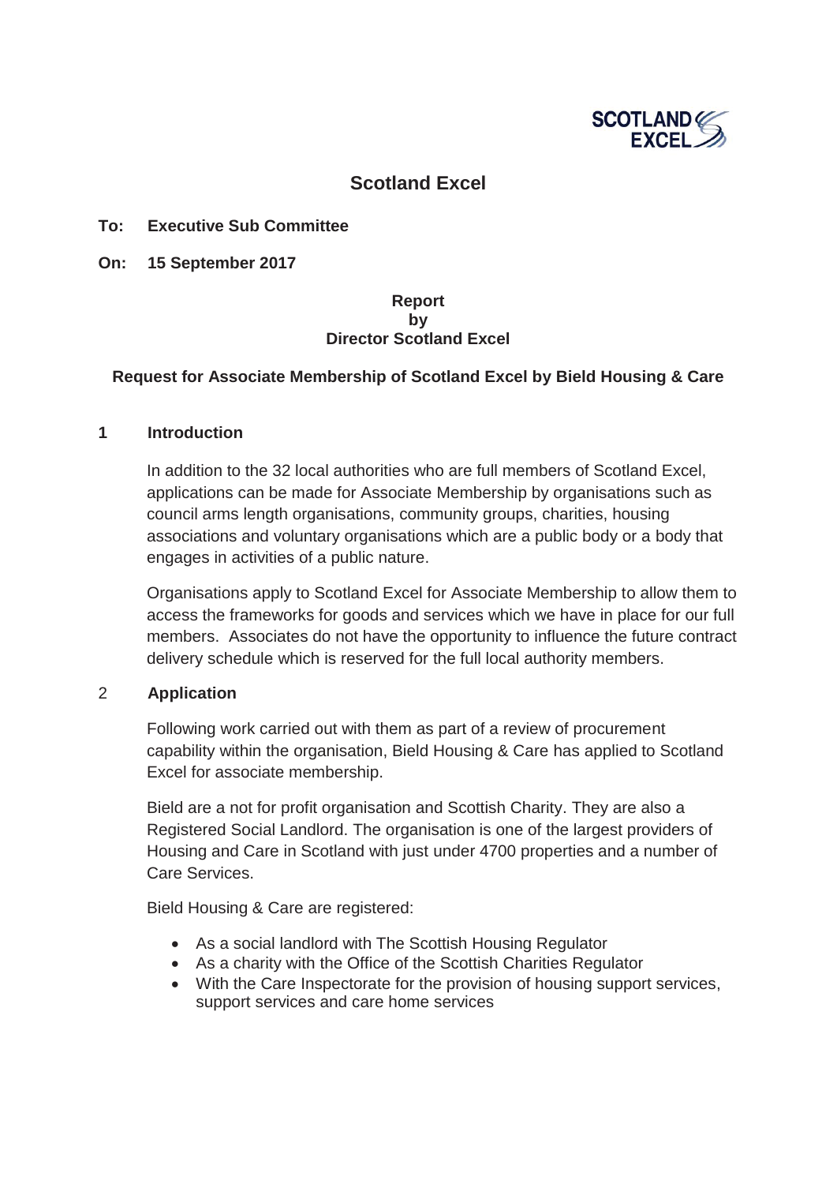# Scotland Excel

**To: Executive Sub Committee**

**On: 15 September 2017**

**Report**
**by**
**Director Scotland Excel**

**Request for Associate Membership of Scotland Excel by Bield Housing & Care**

## 1 Introduction

In addition to the 32 local authorities who are full members of Scotland Excel, applications can be made for Associate Membership by organisations such as council arms length organisations, community groups, charities, housing associations and voluntary organisations which are a public body or a body that engages in activities of a public nature.

Organisations apply to Scotland Excel for Associate Membership to allow them to access the frameworks for goods and services which we have in place for our full members. Associates do not have the opportunity to influence the future contract delivery schedule which is reserved for the full local authority members.

## 2 Application

Following work carried out with them as part of a review of procurement capability within the organisation, Bield Housing & Care has applied to Scotland Excel for associate membership.

Bield are a not for profit organisation and Scottish Charity. They are also a Registered Social Landlord. The organisation is one of the largest providers of Housing and Care in Scotland with just under 4700 properties and a number of Care Services.

Bield Housing & Care are registered:

- As a social landlord with The Scottish Housing Regulator
- As a charity with the Office of the Scottish Charities Regulator
- With the Care Inspectorate for the provision of housing support services, support services and care home services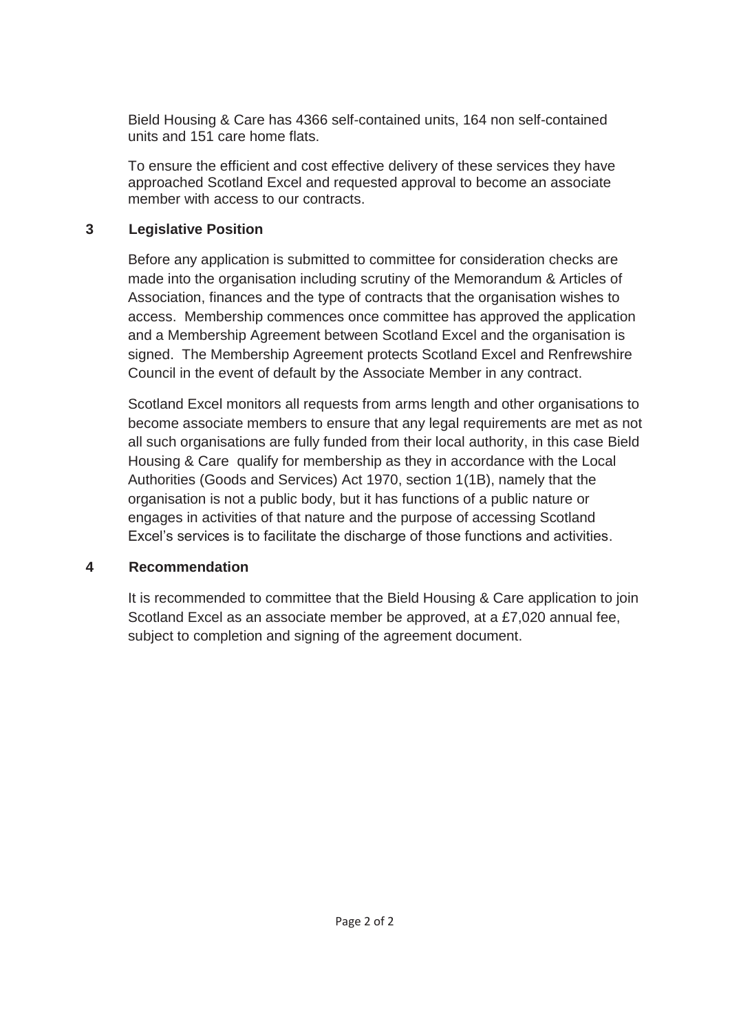Bield Housing & Care has 4366 self-contained units, 164 non self-contained units and 151 care home flats.

To ensure the efficient and cost effective delivery of these services they have approached Scotland Excel and requested approval to become an associate member with access to our contracts.

## 3 Legislative Position

Before any application is submitted to committee for consideration checks are made into the organisation including scrutiny of the Memorandum & Articles of Association, finances and the type of contracts that the organisation wishes to access. Membership commences once committee has approved the application and a Membership Agreement between Scotland Excel and the organisation is signed. The Membership Agreement protects Scotland Excel and Renfrewshire Council in the event of default by the Associate Member in any contract.

Scotland Excel monitors all requests from arms length and other organisations to become associate members to ensure that any legal requirements are met as not all such organisations are fully funded from their local authority, in this case Bield Housing & Care qualify for membership as they in accordance with the Local Authorities (Goods and Services) Act 1970, section 1(1B), namely that the organisation is not a public body, but it has functions of a public nature or engages in activities of that nature and the purpose of accessing Scotland Excel's services is to facilitate the discharge of those functions and activities.

## 4 Recommendation

It is recommended to committee that the Bield Housing & Care application to join Scotland Excel as an associate member be approved, at a £7,020 annual fee, subject to completion and signing of the agreement document.